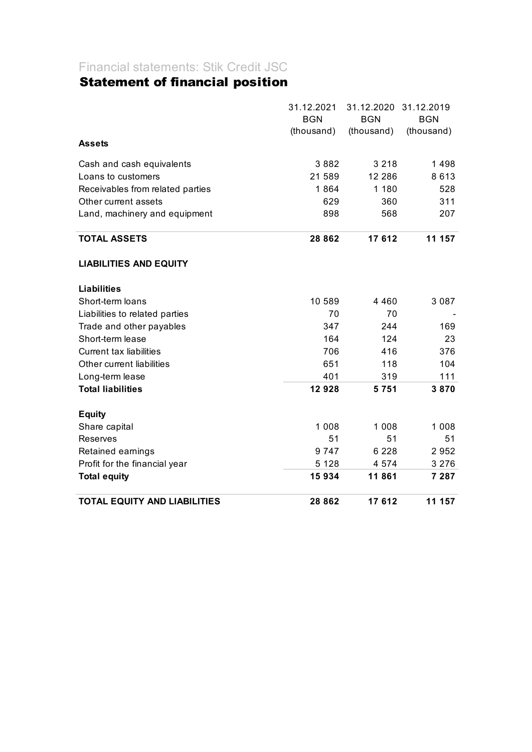Financial statements: Stik Credit JSC

# Statement of financial position

| | 31.12.2021 BGN (thousand) | 31.12.2020 BGN (thousand) | 31.12.2019 BGN (thousand) |
|---|---|---|---|
| **Assets** | | | |
| Cash and cash equivalents | 3 882 | 3 218 | 1 498 |
| Loans to customers | 21 589 | 12 286 | 8 613 |
| Receivables from related parties | 1 864 | 1 180 | 528 |
| Other current assets | 629 | 360 | 311 |
| Land, machinery and equipment | 898 | 568 | 207 |
| **TOTAL ASSETS** | **28 862** | **17 612** | **11 157** |
| **LIABILITIES AND EQUITY** | | | |
| **Liabilities** | | | |
| Short-term loans | 10 589 | 4 460 | 3 087 |
| Liabilities to related parties | 70 | 70 | - |
| Trade and other payables | 347 | 244 | 169 |
| Short-term lease | 164 | 124 | 23 |
| Current tax liabilities | 706 | 416 | 376 |
| Other current liabilities | 651 | 118 | 104 |
| Long-term lease | 401 | 319 | 111 |
| **Total liabilities** | **12 928** | **5 751** | **3 870** |
| **Equity** | | | |
| Share capital | 1 008 | 1 008 | 1 008 |
| Reserves | 51 | 51 | 51 |
| Retained earnings | 9 747 | 6 228 | 2 952 |
| Profit for the financial year | 5 128 | 4 574 | 3 276 |
| **Total equity** | **15 934** | **11 861** | **7 287** |
| **TOTAL EQUITY AND LIABILITIES** | **28 862** | **17 612** | **11 157** |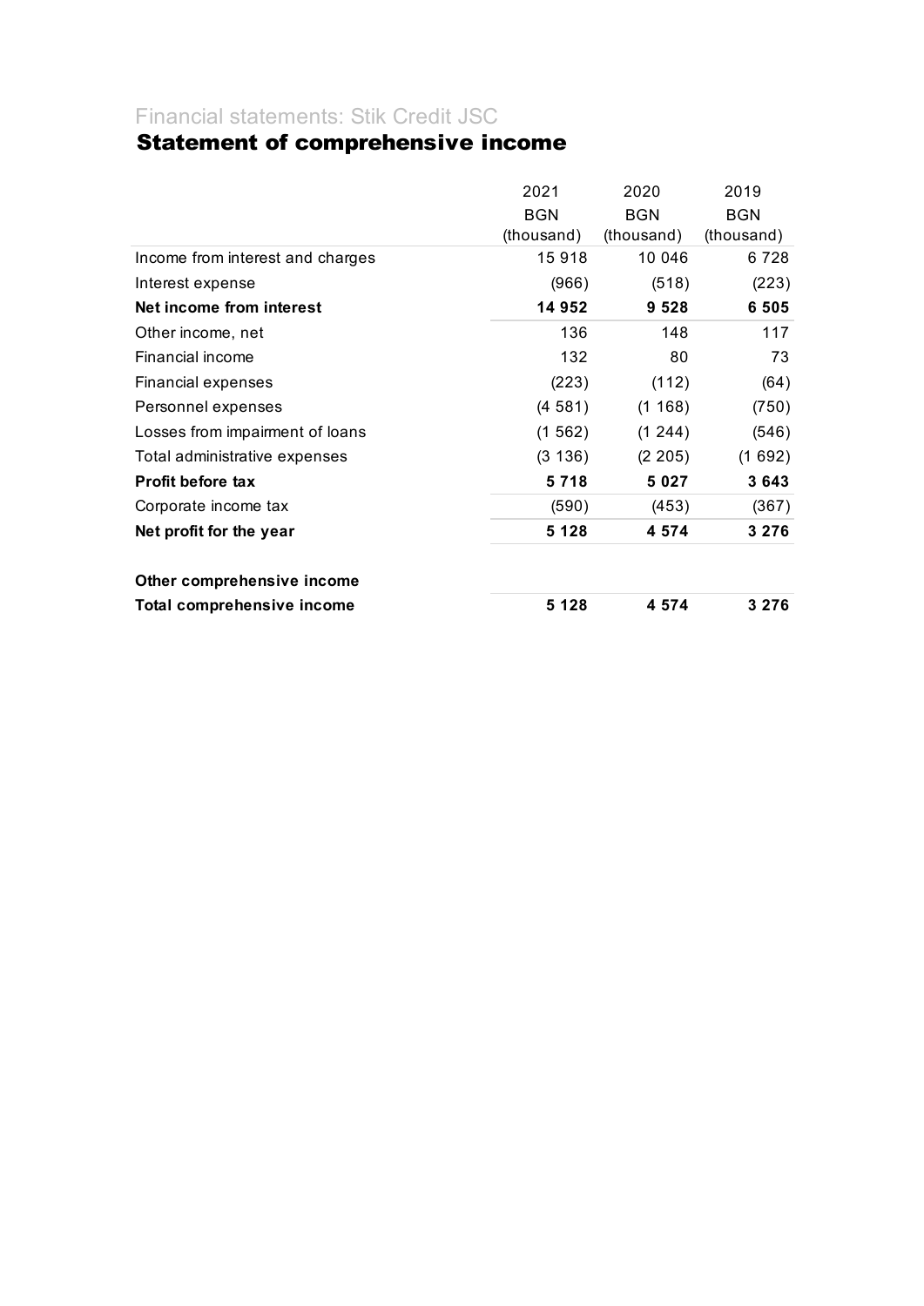Financial statements: Stik Credit JSC

# Statement of comprehensive income

| | 2021<br>BGN<br>(thousand) | 2020<br>BGN<br>(thousand) | 2019<br>BGN<br>(thousand) |
|---|---|---|---|
| Income from interest and charges | 15 918 | 10 046 | 6 728 |
| Interest expense | (966) | (518) | (223) |
| **Net income from interest** | **14 952** | **9 528** | **6 505** |
| Other income, net | 136 | 148 | 117 |
| Financial income | 132 | 80 | 73 |
| Financial expenses | (223) | (112) | (64) |
| Personnel expenses | (4 581) | (1 168) | (750) |
| Losses from impairment of loans | (1 562) | (1 244) | (546) |
| Total administrative expenses | (3 136) | (2 205) | (1 692) |
| **Profit before tax** | **5 718** | **5 027** | **3 643** |
| Corporate income tax | (590) | (453) | (367) |
| **Net profit for the year** | **5 128** | **4 574** | **3 276** |
| | | | |
| **Other comprehensive income** | | | |
| **Total comprehensive income** | **5 128** | **4 574** | **3 276** |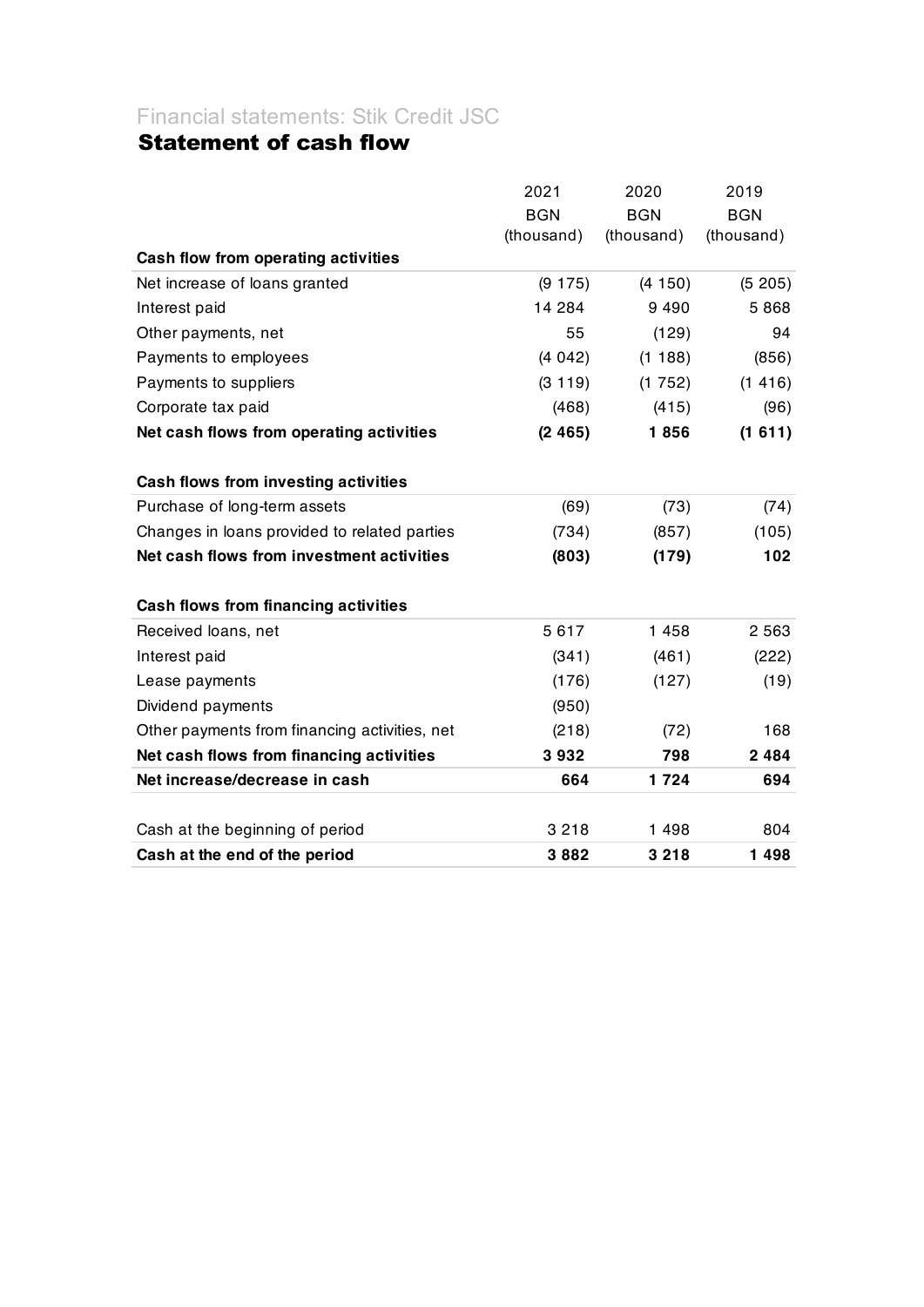Financial statements: Stik Credit JSC

# Statement of cash flow

| | 2021 BGN (thousand) | 2020 BGN (thousand) | 2019 BGN (thousand) |
|---|---|---|---|
| **Cash flow from operating activities** | | | |
| Net increase of loans granted | (9 175) | (4 150) | (5 205) |
| Interest paid | 14 284 | 9 490 | 5 868 |
| Other payments, net | 55 | (129) | 94 |
| Payments to employees | (4 042) | (1 188) | (856) |
| Payments to suppliers | (3 119) | (1 752) | (1 416) |
| Corporate tax paid | (468) | (415) | (96) |
| **Net cash flows from operating activities** | **(2 465)** | **1 856** | **(1 611)** |
| | | | |
| **Cash flows from investing activities** | | | |
| Purchase of long-term assets | (69) | (73) | (74) |
| Changes in loans provided to related parties | (734) | (857) | (105) |
| **Net cash flows from investment activities** | **(803)** | **(179)** | **102** |
| | | | |
| **Cash flows from financing activities** | | | |
| Received loans, net | 5 617 | 1 458 | 2 563 |
| Interest paid | (341) | (461) | (222) |
| Lease payments | (176) | (127) | (19) |
| Dividend payments | (950) | | |
| Other payments from financing activities, net | (218) | (72) | 168 |
| **Net cash flows from financing activities** | **3 932** | **798** | **2 484** |
| **Net increase/decrease in cash** | **664** | **1 724** | **694** |
| | | | |
| Cash at the beginning of period | 3 218 | 1 498 | 804 |
| **Cash at the end of the period** | **3 882** | **3 218** | **1 498** |